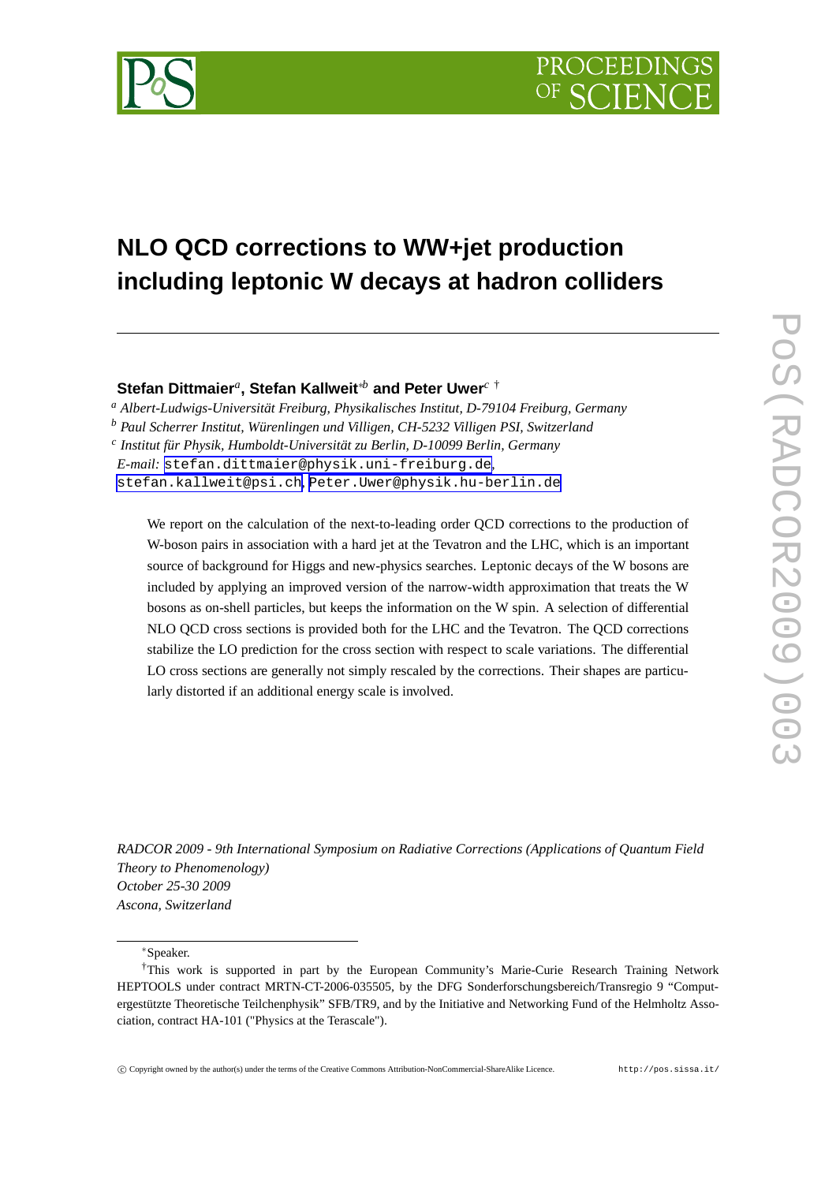# NLO QCD corrections to WW+jet production including leptonic W decays at hadron colliders

**Stefan Dittmaier**[a], **Stefan Kallweit**[*b] **and Peter Uwer**[c †]

[a] *Albert-Ludwigs-Universität Freiburg, Physikalisches Institut, D-79104 Freiburg, Germany*

[b] *Paul Scherrer Institut, Würenlingen und Villigen, CH-5232 Villigen PSI, Switzerland*

[c] *Institut für Physik, Humboldt-Universität zu Berlin, D-10099 Berlin, Germany*

*E-mail:* stefan.dittmaier@physik.uni-freiburg.de, stefan.kallweit@psi.ch, Peter.Uwer@physik.hu-berlin.de

We report on the calculation of the next-to-leading order QCD corrections to the production of W-boson pairs in association with a hard jet at the Tevatron and the LHC, which is an important source of background for Higgs and new-physics searches. Leptonic decays of the W bosons are included by applying an improved version of the narrow-width approximation that treats the W bosons as on-shell particles, but keeps the information on the W spin. A selection of differential NLO QCD cross sections is provided both for the LHC and the Tevatron. The QCD corrections stabilize the LO prediction for the cross section with respect to scale variations. The differential LO cross sections are generally not simply rescaled by the corrections. Their shapes are particularly distorted if an additional energy scale is involved.

*RADCOR 2009 - 9th International Symposium on Radiative Corrections (Applications of Quantum Field Theory to Phenomenology)*
*October 25-30 2009*
*Ascona, Switzerland*

[*] Speaker.

[†] This work is supported in part by the European Community's Marie-Curie Research Training Network HEPTOOLS under contract MRTN-CT-2006-035505, by the DFG Sonderforschungsbereich/Transregio 9 "Computergestützte Theoretische Teilchenphysik" SFB/TR9, and by the Initiative and Networking Fund of the Helmholtz Association, contract HA-101 ("Physics at the Terascale").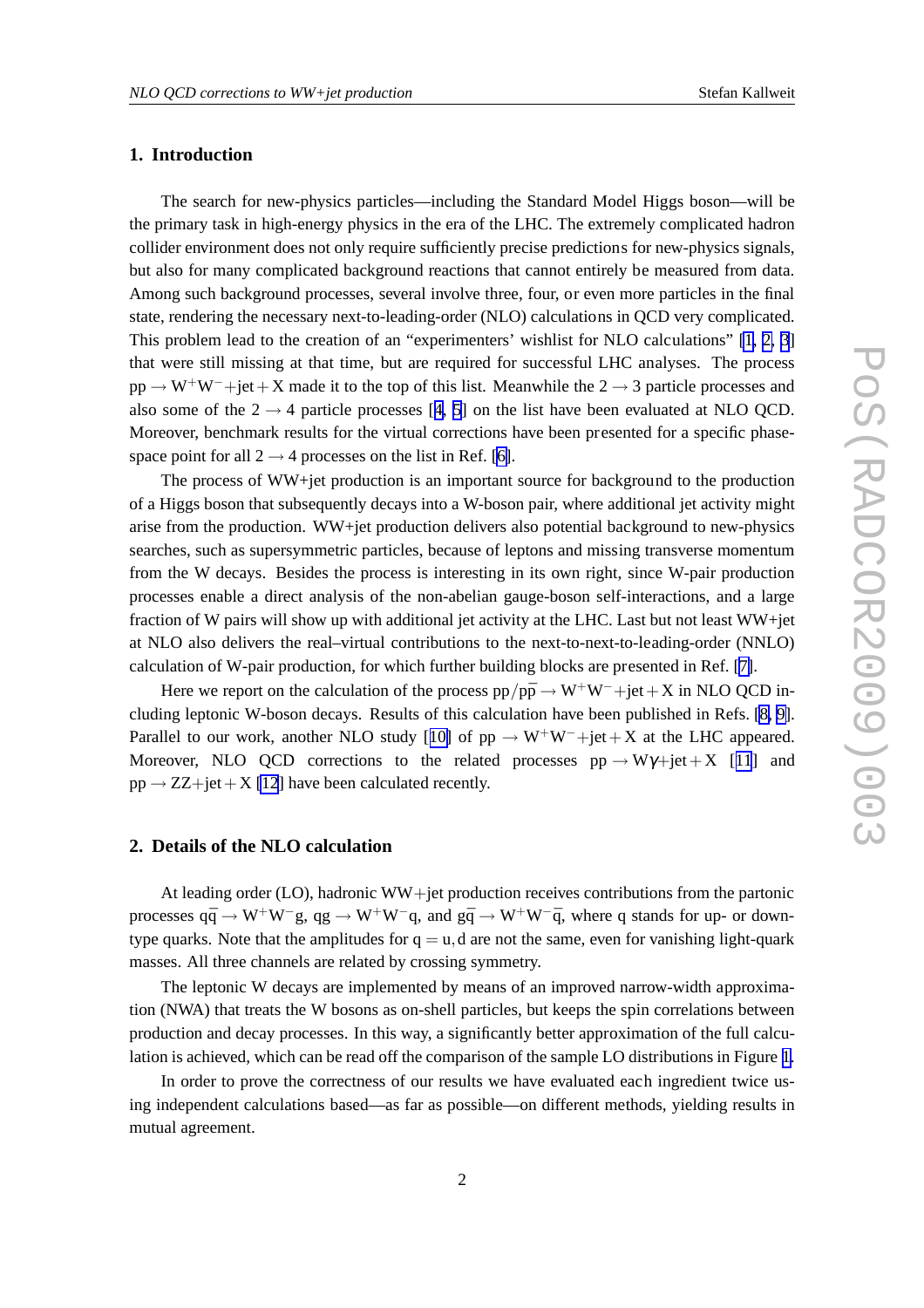## 1. Introduction

The search for new-physics particles—including the Standard Model Higgs boson—will be the primary task in high-energy physics in the era of the LHC. The extremely complicated hadron collider environment does not only require sufficiently precise predictions for new-physics signals, but also for many complicated background reactions that cannot entirely be measured from data. Among such background processes, several involve three, four, or even more particles in the final state, rendering the necessary next-to-leading-order (NLO) calculations in QCD very complicated. This problem lead to the creation of an "experimenters' wishlist for NLO calculations" [1, 2, 3] that were still missing at that time, but are required for successful LHC analyses. The process $\mathrm{pp} \to \mathrm{W}^+\mathrm{W}^- + \mathrm{jet} + \mathrm{X}$ made it to the top of this list. Meanwhile the $2 \to 3$ particle processes and also some of the $2 \to 4$ particle processes [4, 5] on the list have been evaluated at NLO QCD. Moreover, benchmark results for the virtual corrections have been presented for a specific phase-space point for all $2 \to 4$ processes on the list in Ref. [6].

The process of WW+jet production is an important source for background to the production of a Higgs boson that subsequently decays into a W-boson pair, where additional jet activity might arise from the production. WW+jet production delivers also potential background to new-physics searches, such as supersymmetric particles, because of leptons and missing transverse momentum from the W decays. Besides the process is interesting in its own right, since W-pair production processes enable a direct analysis of the non-abelian gauge-boson self-interactions, and a large fraction of W pairs will show up with additional jet activity at the LHC. Last but not least WW+jet at NLO also delivers the real–virtual contributions to the next-to-next-to-leading-order (NNLO) calculation of W-pair production, for which further building blocks are presented in Ref. [7].

Here we report on the calculation of the process $\mathrm{pp}/\mathrm{p\bar{p}} \to \mathrm{W}^+\mathrm{W}^- + \mathrm{jet} + \mathrm{X}$ in NLO QCD including leptonic W-boson decays. Results of this calculation have been published in Refs. [8, 9]. Parallel to our work, another NLO study [10] of $\mathrm{pp} \to \mathrm{W}^+\mathrm{W}^- + \mathrm{jet} + \mathrm{X}$ at the LHC appeared. Moreover, NLO QCD corrections to the related processes $\mathrm{pp} \to \mathrm{W}\gamma + \mathrm{jet} + \mathrm{X}$ [11] and $\mathrm{pp} \to \mathrm{ZZ} + \mathrm{jet} + \mathrm{X}$ [12] have been calculated recently.

## 2. Details of the NLO calculation

At leading order (LO), hadronic WW+jet production receives contributions from the partonic processes $\mathrm{q\bar{q}} \to \mathrm{W}^+\mathrm{W}^-\mathrm{g}$, $\mathrm{qg} \to \mathrm{W}^+\mathrm{W}^-\mathrm{q}$, and $\mathrm{g\bar{q}} \to \mathrm{W}^+\mathrm{W}^-\mathrm{\bar{q}}$, where q stands for up- or down-type quarks. Note that the amplitudes for $\mathrm{q} = \mathrm{u}, \mathrm{d}$ are not the same, even for vanishing light-quark masses. All three channels are related by crossing symmetry.

The leptonic W decays are implemented by means of an improved narrow-width approximation (NWA) that treats the W bosons as on-shell particles, but keeps the spin correlations between production and decay processes. In this way, a significantly better approximation of the full calculation is achieved, which can be read off the comparison of the sample LO distributions in Figure 1.

In order to prove the correctness of our results we have evaluated each ingredient twice using independent calculations based—as far as possible—on different methods, yielding results in mutual agreement.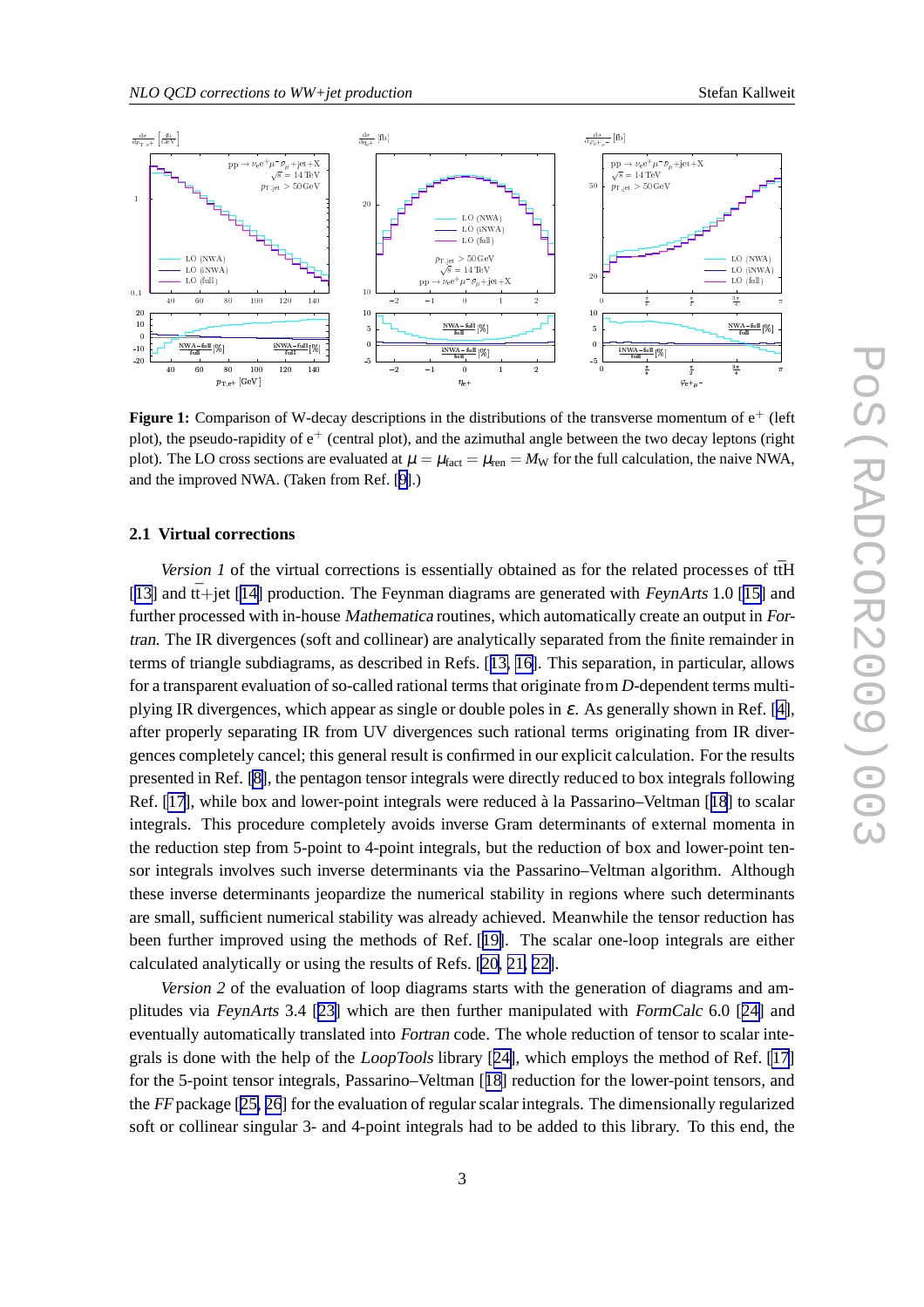**Figure 1:** Comparison of W-decay descriptions in the distributions of the transverse momentum of $e^+$ (left plot), the pseudo-rapidity of $e^+$ (central plot), and the azimuthal angle between the two decay leptons (right plot). The LO cross sections are evaluated at $\mu = \mu_{\mathrm{fact}} = \mu_{\mathrm{ren}} = M_{\mathrm{W}}$ for the full calculation, the naive NWA, and the improved NWA. (Taken from Ref. [9].)

### 2.1 Virtual corrections

*Version 1* of the virtual corrections is essentially obtained as for the related processes of $\mathrm{t\bar{t}H}$ [13] and $\mathrm{t\bar{t}}$+jet [14] production. The Feynman diagrams are generated with *FeynArts* 1.0 [15] and further processed with in-house *Mathematica* routines, which automatically create an output in *Fortran*. The IR divergences (soft and collinear) are analytically separated from the finite remainder in terms of triangle subdiagrams, as described in Refs. [13, 16]. This separation, in particular, allows for a transparent evaluation of so-called rational terms that originate from $D$-dependent terms multiplying IR divergences, which appear as single or double poles in $\varepsilon$. As generally shown in Ref. [4], after properly separating IR from UV divergences such rational terms originating from IR divergences completely cancel; this general result is confirmed in our explicit calculation. For the results presented in Ref. [8], the pentagon tensor integrals were directly reduced to box integrals following Ref. [17], while box and lower-point integrals were reduced à la Passarino–Veltman [18] to scalar integrals. This procedure completely avoids inverse Gram determinants of external momenta in the reduction step from 5-point to 4-point integrals, but the reduction of box and lower-point tensor integrals involves such inverse determinants via the Passarino–Veltman algorithm. Although these inverse determinants jeopardize the numerical stability in regions where such determinants are small, sufficient numerical stability was already achieved. Meanwhile the tensor reduction has been further improved using the methods of Ref. [19]. The scalar one-loop integrals are either calculated analytically or using the results of Refs. [20, 21, 22].

*Version 2* of the evaluation of loop diagrams starts with the generation of diagrams and amplitudes via *FeynArts* 3.4 [23] which are then further manipulated with *FormCalc* 6.0 [24] and eventually automatically translated into *Fortran* code. The whole reduction of tensor to scalar integrals is done with the help of the *LoopTools* library [24], which employs the method of Ref. [17] for the 5-point tensor integrals, Passarino–Veltman [18] reduction for the lower-point tensors, and the *FF* package [25, 26] for the evaluation of regular scalar integrals. The dimensionally regularized soft or collinear singular 3- and 4-point integrals had to be added to this library. To this end, the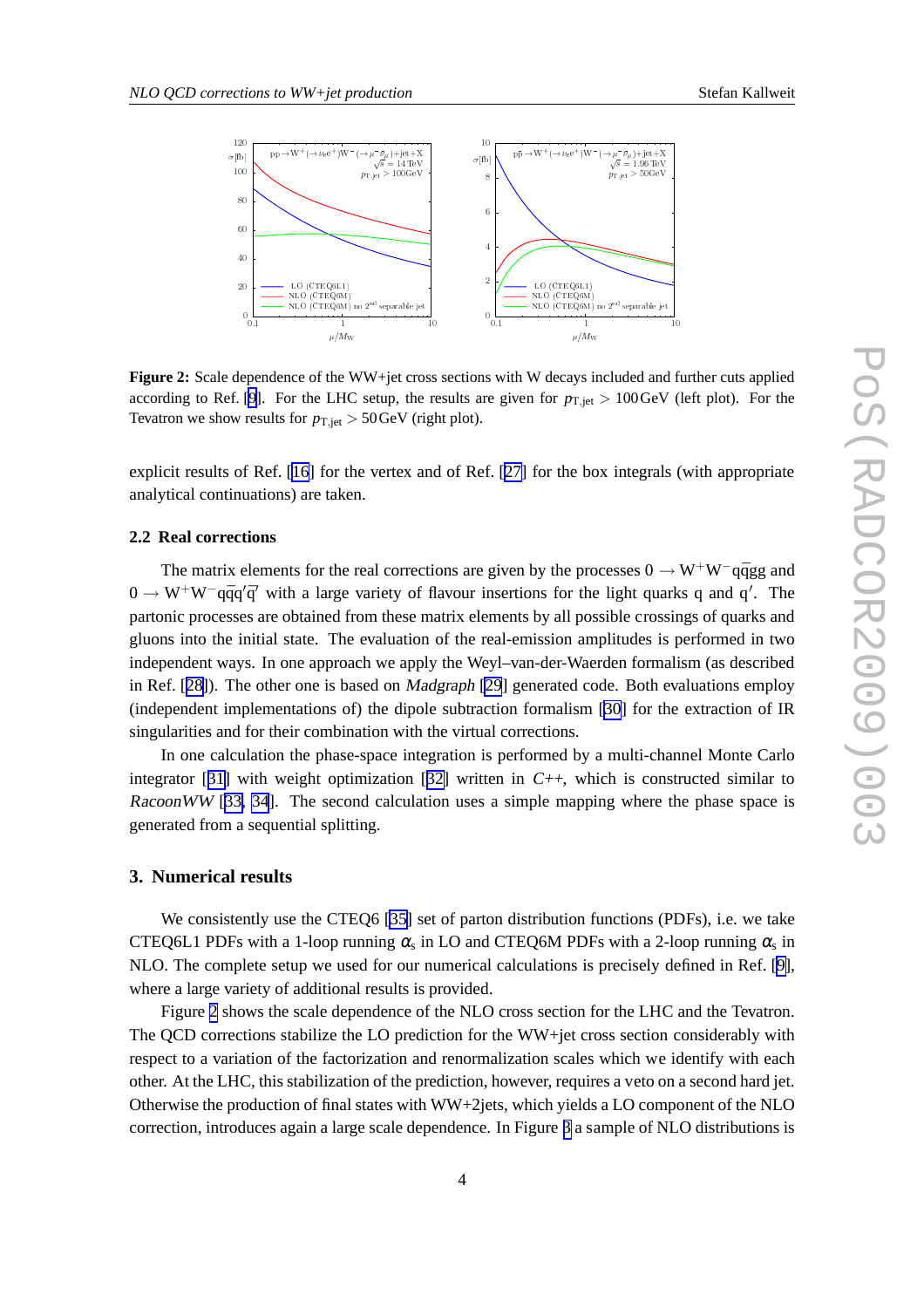**Figure 2:** Scale dependence of the WW+jet cross sections with W decays included and further cuts applied according to Ref. [9]. For the LHC setup, the results are given for $p_{\mathrm{T,jet}} > 100\,\mathrm{GeV}$ (left plot). For the Tevatron we show results for $p_{\mathrm{T,jet}} > 50\,\mathrm{GeV}$ (right plot).

explicit results of Ref. [16] for the vertex and of Ref. [27] for the box integrals (with appropriate analytical continuations) are taken.

### 2.2 Real corrections

The matrix elements for the real corrections are given by the processes $0 \to \mathrm{W^+W^-q\bar{q}gg}$ and $0 \to \mathrm{W^+W^-q\bar{q}q'\bar{q}'}$ with a large variety of flavour insertions for the light quarks q and q′. The partonic processes are obtained from these matrix elements by all possible crossings of quarks and gluons into the initial state. The evaluation of the real-emission amplitudes is performed in two independent ways. In one approach we apply the Weyl–van-der-Waerden formalism (as described in Ref. [28]). The other one is based on *Madgraph* [29] generated code. Both evaluations employ (independent implementations of) the dipole subtraction formalism [30] for the extraction of IR singularities and for their combination with the virtual corrections.

In one calculation the phase-space integration is performed by a multi-channel Monte Carlo integrator [31] with weight optimization [32] written in *C++*, which is constructed similar to *RacoonWW* [33, 34]. The second calculation uses a simple mapping where the phase space is generated from a sequential splitting.

## 3. Numerical results

We consistently use the CTEQ6 [35] set of parton distribution functions (PDFs), i.e. we take CTEQ6L1 PDFs with a 1-loop running $\alpha_s$ in LO and CTEQ6M PDFs with a 2-loop running $\alpha_s$ in NLO. The complete setup we used for our numerical calculations is precisely defined in Ref. [9], where a large variety of additional results is provided.

Figure 2 shows the scale dependence of the NLO cross section for the LHC and the Tevatron. The QCD corrections stabilize the LO prediction for the WW+jet cross section considerably with respect to a variation of the factorization and renormalization scales which we identify with each other. At the LHC, this stabilization of the prediction, however, requires a veto on a second hard jet. Otherwise the production of final states with WW+2jets, which yields a LO component of the NLO correction, introduces again a large scale dependence. In Figure 3 a sample of NLO distributions is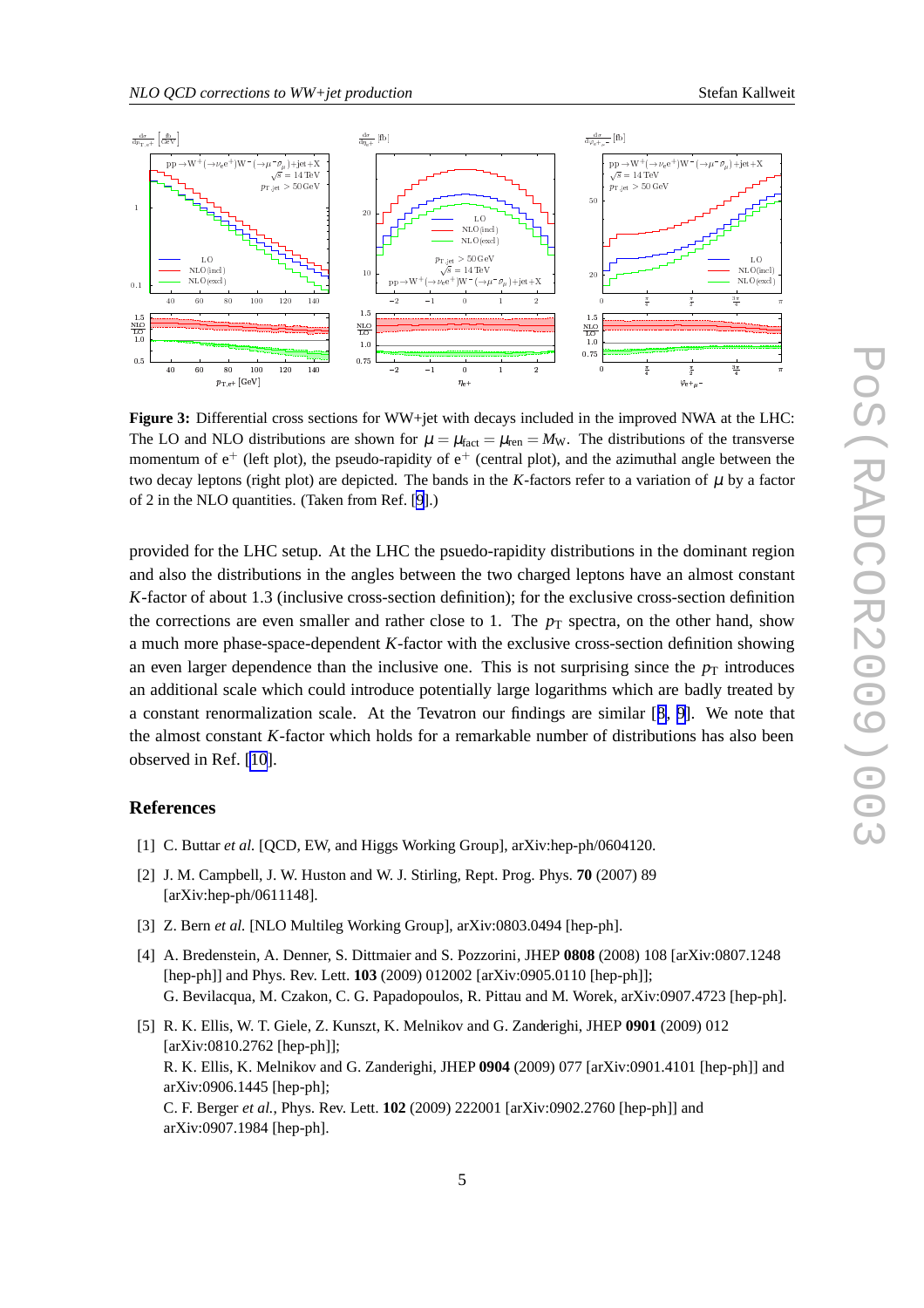**Figure 3:** Differential cross sections for WW+jet with decays included in the improved NWA at the LHC: The LO and NLO distributions are shown for $\mu = \mu_{\text{fact}} = \mu_{\text{ren}} = M_{\text{W}}$. The distributions of the transverse momentum of $\text{e}^+$ (left plot), the pseudo-rapidity of $\text{e}^+$ (central plot), and the azimuthal angle between the two decay leptons (right plot) are depicted. The bands in the $K$-factors refer to a variation of $\mu$ by a factor of 2 in the NLO quantities. (Taken from Ref. [9].)

provided for the LHC setup. At the LHC the psuedo-rapidity distributions in the dominant region and also the distributions in the angles between the two charged leptons have an almost constant $K$-factor of about 1.3 (inclusive cross-section definition); for the exclusive cross-section definition the corrections are even smaller and rather close to 1. The $p_{\text{T}}$ spectra, on the other hand, show a much more phase-space-dependent $K$-factor with the exclusive cross-section definition showing an even larger dependence than the inclusive one. This is not surprising since the $p_{\text{T}}$ introduces an additional scale which could introduce potentially large logarithms which are badly treated by a constant renormalization scale. At the Tevatron our findings are similar [8, 9]. We note that the almost constant $K$-factor which holds for a remarkable number of distributions has also been observed in Ref. [10].

## References

[1] C. Buttar *et al.* [QCD, EW, and Higgs Working Group], arXiv:hep-ph/0604120.

[2] J. M. Campbell, J. W. Huston and W. J. Stirling, Rept. Prog. Phys. **70** (2007) 89 [arXiv:hep-ph/0611148].

[3] Z. Bern *et al.* [NLO Multileg Working Group], arXiv:0803.0494 [hep-ph].

[4] A. Bredenstein, A. Denner, S. Dittmaier and S. Pozzorini, JHEP **0808** (2008) 108 [arXiv:0807.1248 [hep-ph]] and Phys. Rev. Lett. **103** (2009) 012002 [arXiv:0905.0110 [hep-ph]];
G. Bevilacqua, M. Czakon, C. G. Papadopoulos, R. Pittau and M. Worek, arXiv:0907.4723 [hep-ph].

[5] R. K. Ellis, W. T. Giele, Z. Kunszt, K. Melnikov and G. Zanderighi, JHEP **0901** (2009) 012 [arXiv:0810.2762 [hep-ph]];
R. K. Ellis, K. Melnikov and G. Zanderighi, JHEP **0904** (2009) 077 [arXiv:0901.4101 [hep-ph]] and arXiv:0906.1445 [hep-ph];
C. F. Berger *et al.*, Phys. Rev. Lett. **102** (2009) 222001 [arXiv:0902.2760 [hep-ph]] and arXiv:0907.1984 [hep-ph].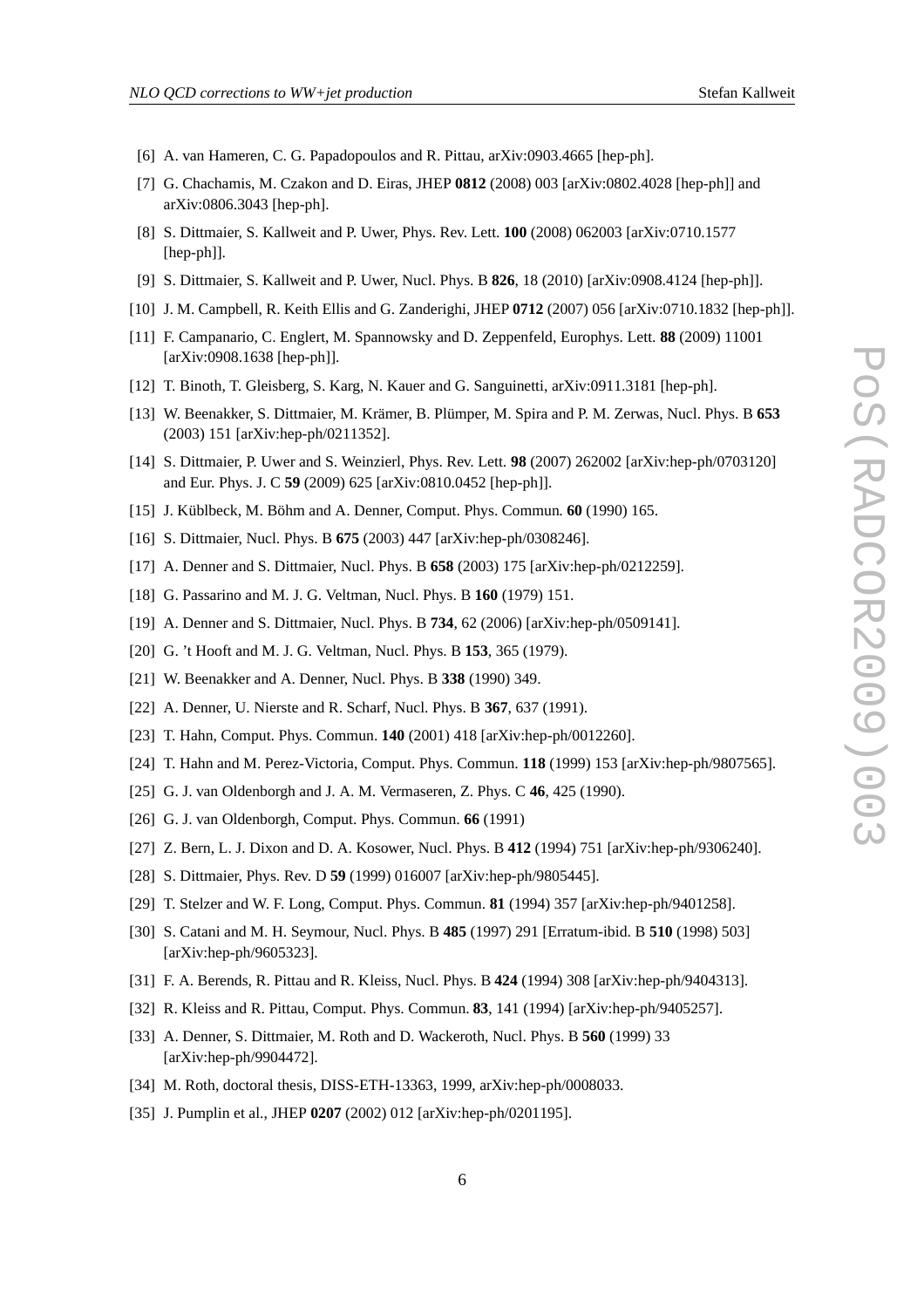[6] A. van Hameren, C. G. Papadopoulos and R. Pittau, arXiv:0903.4665 [hep-ph].

[7] G. Chachamis, M. Czakon and D. Eiras, JHEP **0812** (2008) 003 [arXiv:0802.4028 [hep-ph]] and arXiv:0806.3043 [hep-ph].

[8] S. Dittmaier, S. Kallweit and P. Uwer, Phys. Rev. Lett. **100** (2008) 062003 [arXiv:0710.1577 [hep-ph]].

[9] S. Dittmaier, S. Kallweit and P. Uwer, Nucl. Phys. B **826**, 18 (2010) [arXiv:0908.4124 [hep-ph]].

[10] J. M. Campbell, R. Keith Ellis and G. Zanderighi, JHEP **0712** (2007) 056 [arXiv:0710.1832 [hep-ph]].

[11] F. Campanario, C. Englert, M. Spannowsky and D. Zeppenfeld, Europhys. Lett. **88** (2009) 11001 [arXiv:0908.1638 [hep-ph]].

[12] T. Binoth, T. Gleisberg, S. Karg, N. Kauer and G. Sanguinetti, arXiv:0911.3181 [hep-ph].

[13] W. Beenakker, S. Dittmaier, M. Krämer, B. Plümper, M. Spira and P. M. Zerwas, Nucl. Phys. B **653** (2003) 151 [arXiv:hep-ph/0211352].

[14] S. Dittmaier, P. Uwer and S. Weinzierl, Phys. Rev. Lett. **98** (2007) 262002 [arXiv:hep-ph/0703120] and Eur. Phys. J. C **59** (2009) 625 [arXiv:0810.0452 [hep-ph]].

[15] J. Küblbeck, M. Böhm and A. Denner, Comput. Phys. Commun. **60** (1990) 165.

[16] S. Dittmaier, Nucl. Phys. B **675** (2003) 447 [arXiv:hep-ph/0308246].

[17] A. Denner and S. Dittmaier, Nucl. Phys. B **658** (2003) 175 [arXiv:hep-ph/0212259].

[18] G. Passarino and M. J. G. Veltman, Nucl. Phys. B **160** (1979) 151.

[19] A. Denner and S. Dittmaier, Nucl. Phys. B **734**, 62 (2006) [arXiv:hep-ph/0509141].

[20] G. 't Hooft and M. J. G. Veltman, Nucl. Phys. B **153**, 365 (1979).

[21] W. Beenakker and A. Denner, Nucl. Phys. B **338** (1990) 349.

[22] A. Denner, U. Nierste and R. Scharf, Nucl. Phys. B **367**, 637 (1991).

[23] T. Hahn, Comput. Phys. Commun. **140** (2001) 418 [arXiv:hep-ph/0012260].

[24] T. Hahn and M. Perez-Victoria, Comput. Phys. Commun. **118** (1999) 153 [arXiv:hep-ph/9807565].

[25] G. J. van Oldenborgh and J. A. M. Vermaseren, Z. Phys. C **46**, 425 (1990).

[26] G. J. van Oldenborgh, Comput. Phys. Commun. **66** (1991)

[27] Z. Bern, L. J. Dixon and D. A. Kosower, Nucl. Phys. B **412** (1994) 751 [arXiv:hep-ph/9306240].

[28] S. Dittmaier, Phys. Rev. D **59** (1999) 016007 [arXiv:hep-ph/9805445].

[29] T. Stelzer and W. F. Long, Comput. Phys. Commun. **81** (1994) 357 [arXiv:hep-ph/9401258].

[30] S. Catani and M. H. Seymour, Nucl. Phys. B **485** (1997) 291 [Erratum-ibid. B **510** (1998) 503] [arXiv:hep-ph/9605323].

[31] F. A. Berends, R. Pittau and R. Kleiss, Nucl. Phys. B **424** (1994) 308 [arXiv:hep-ph/9404313].

[32] R. Kleiss and R. Pittau, Comput. Phys. Commun. **83**, 141 (1994) [arXiv:hep-ph/9405257].

[33] A. Denner, S. Dittmaier, M. Roth and D. Wackeroth, Nucl. Phys. B **560** (1999) 33 [arXiv:hep-ph/9904472].

[34] M. Roth, doctoral thesis, DISS-ETH-13363, 1999, arXiv:hep-ph/0008033.

[35] J. Pumplin et al., JHEP **0207** (2002) 012 [arXiv:hep-ph/0201195].